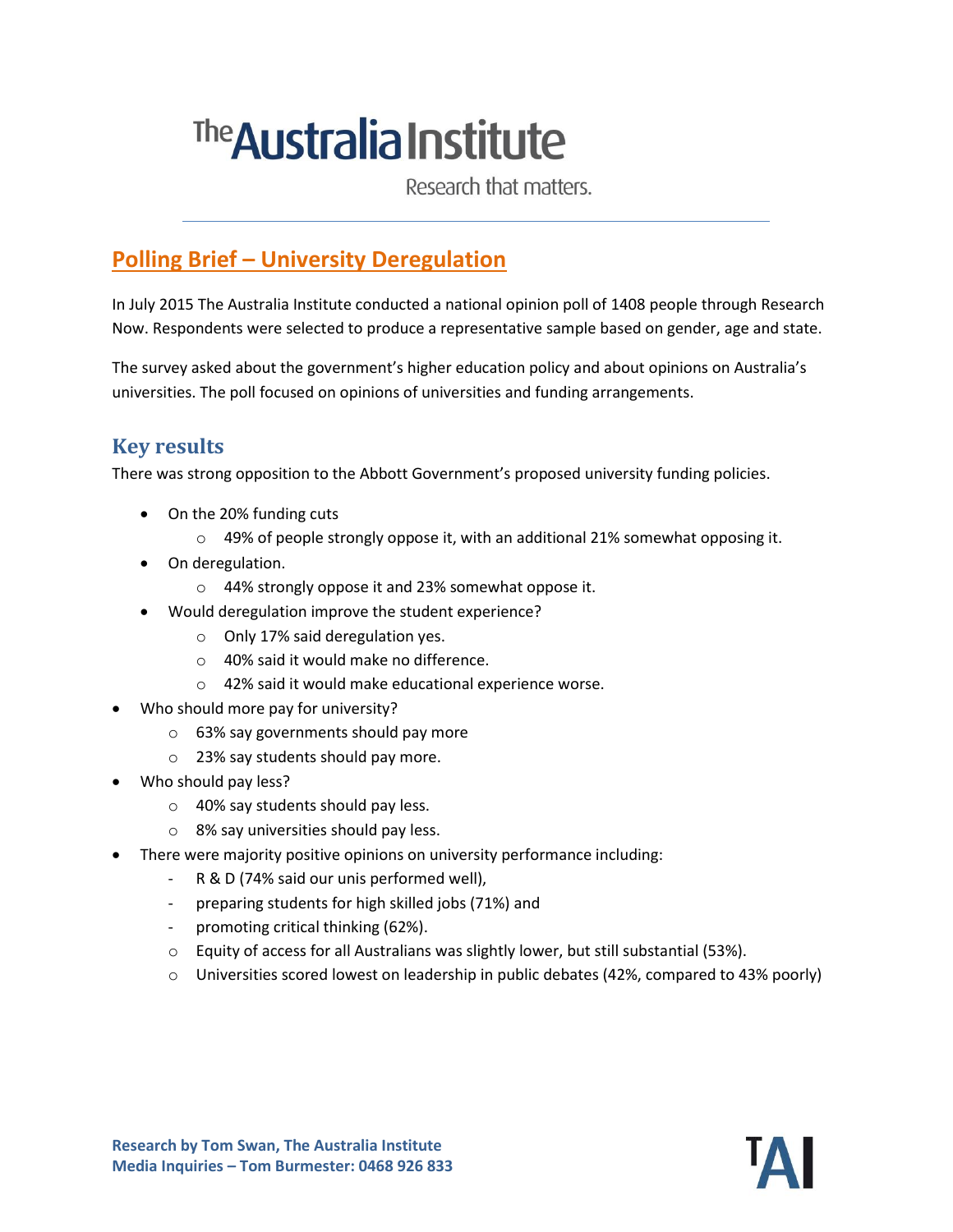# The Australia Institute

Research that matters.

## Polling Brief – University Deregulation

In July 2015 The Australia Institute conducted a national opinion poll of 1408 people through Research Now. Respondents were selected to produce a representative sample based on gender, age and state.

The survey asked about the government's higher education policy and about opinions on Australia's universities. The poll focused on opinions of universities and funding arrangements.

### Key results

There was strong opposition to the Abbott Government's proposed university funding policies.

- On the 20% funding cuts
  - 49% of people strongly oppose it, with an additional 21% somewhat opposing it.
- On deregulation.
  - 44% strongly oppose it and 23% somewhat oppose it.
- Would deregulation improve the student experience?
  - Only 17% said deregulation yes.
  - 40% said it would make no difference.
  - 42% said it would make educational experience worse.
- Who should more pay for university?
  - 63% say governments should pay more
  - 23% say students should pay more.
- Who should pay less?
  - 40% say students should pay less.
  - 8% say universities should pay less.
- There were majority positive opinions on university performance including:
  - R & D (74% said our unis performed well),
  - preparing students for high skilled jobs (71%) and
  - promoting critical thinking (62%).
  - Equity of access for all Australians was slightly lower, but still substantial (53%).
  - Universities scored lowest on leadership in public debates (42%, compared to 43% poorly)

**Research by Tom Swan, The Australia Institute**
**Media Inquiries – Tom Burmester: 0468 926 833**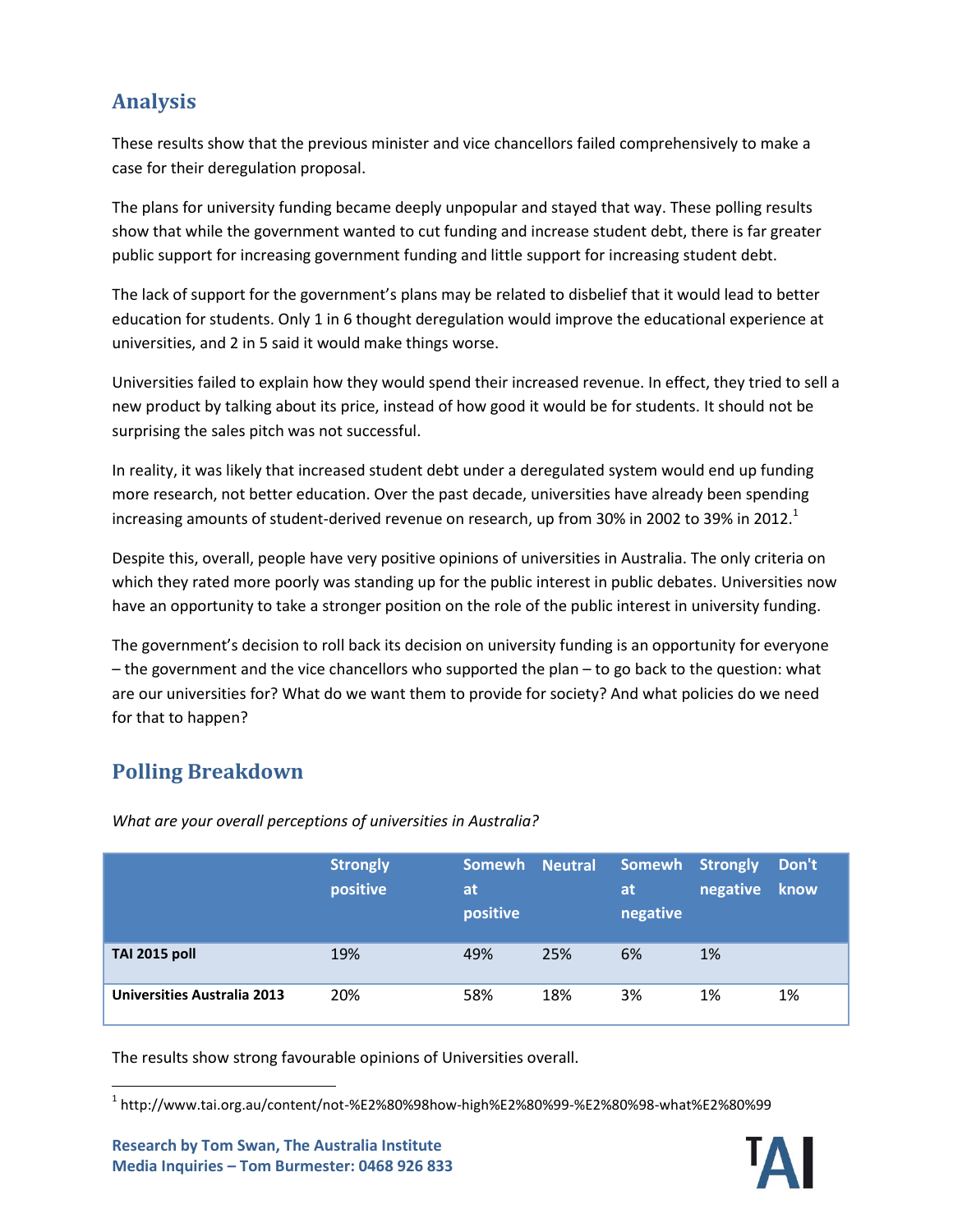## Analysis

These results show that the previous minister and vice chancellors failed comprehensively to make a case for their deregulation proposal.

The plans for university funding became deeply unpopular and stayed that way. These polling results show that while the government wanted to cut funding and increase student debt, there is far greater public support for increasing government funding and little support for increasing student debt.

The lack of support for the government's plans may be related to disbelief that it would lead to better education for students. Only 1 in 6 thought deregulation would improve the educational experience at universities, and 2 in 5 said it would make things worse.

Universities failed to explain how they would spend their increased revenue. In effect, they tried to sell a new product by talking about its price, instead of how good it would be for students. It should not be surprising the sales pitch was not successful.

In reality, it was likely that increased student debt under a deregulated system would end up funding more research, not better education. Over the past decade, universities have already been spending increasing amounts of student-derived revenue on research, up from 30% in 2002 to 39% in 2012.[1]

Despite this, overall, people have very positive opinions of universities in Australia. The only criteria on which they rated more poorly was standing up for the public interest in public debates. Universities now have an opportunity to take a stronger position on the role of the public interest in university funding.

The government's decision to roll back its decision on university funding is an opportunity for everyone – the government and the vice chancellors who supported the plan – to go back to the question: what are our universities for? What do we want them to provide for society? And what policies do we need for that to happen?

## Polling Breakdown

*What are your overall perceptions of universities in Australia?*

| | Strongly positive | Somewhat positive | Neutral | Somewhat negative | Strongly negative | Don't know |
|---|---|---|---|---|---|---|
| **TAI 2015 poll** | 19% | 49% | 25% | 6% | 1% | |
| **Universities Australia 2013** | 20% | 58% | 18% | 3% | 1% | 1% |

The results show strong favourable opinions of Universities overall.

[1] http://www.tai.org.au/content/not-%E2%80%98how-high%E2%80%99-%E2%80%98-what%E2%80%99

**Research by Tom Swan, The Australia Institute**
**Media Inquiries – Tom Burmester: 0468 926 833**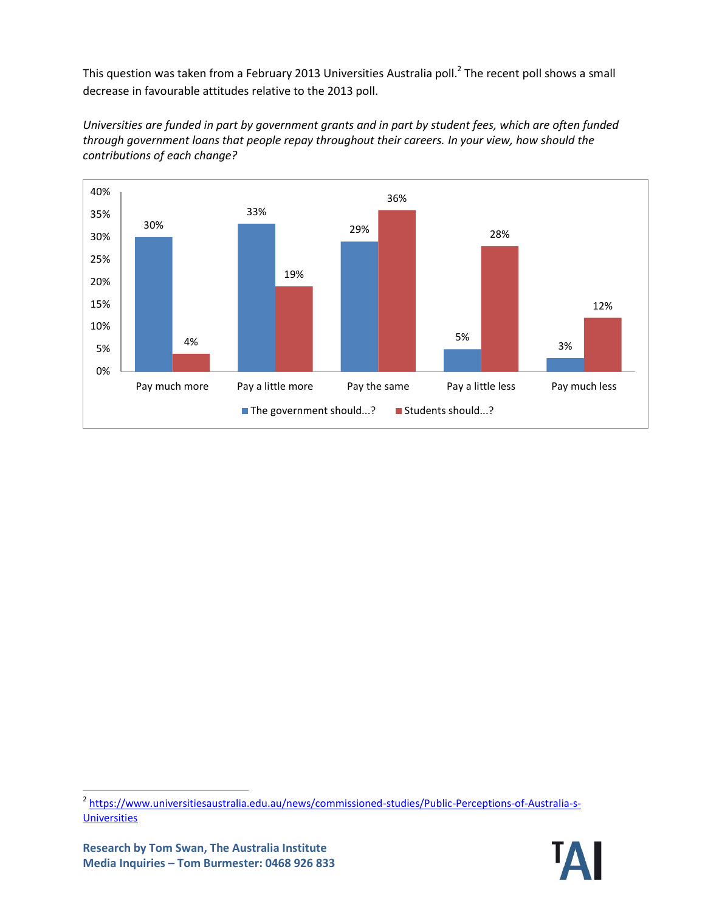This question was taken from a February 2013 Universities Australia poll.[2] The recent poll shows a small decrease in favourable attitudes relative to the 2013 poll.

*Universities are funded in part by government grants and in part by student fees, which are often funded through government loans that people repay throughout their careers. In your view, how should the contributions of each change?*

| | The government should...? | Students should...? |
|---|---|---|
| Pay much more | 30% | 4% |
| Pay a little more | 33% | 19% |
| Pay the same | 29% | 36% |
| Pay a little less | 5% | 28% |
| Pay much less | 3% | 12% |

[2] https://www.universitiesaustralia.edu.au/news/commissioned-studies/Public-Perceptions-of-Australia-s-Universities

**Research by Tom Swan, The Australia Institute**
**Media Inquiries – Tom Burmester: 0468 926 833**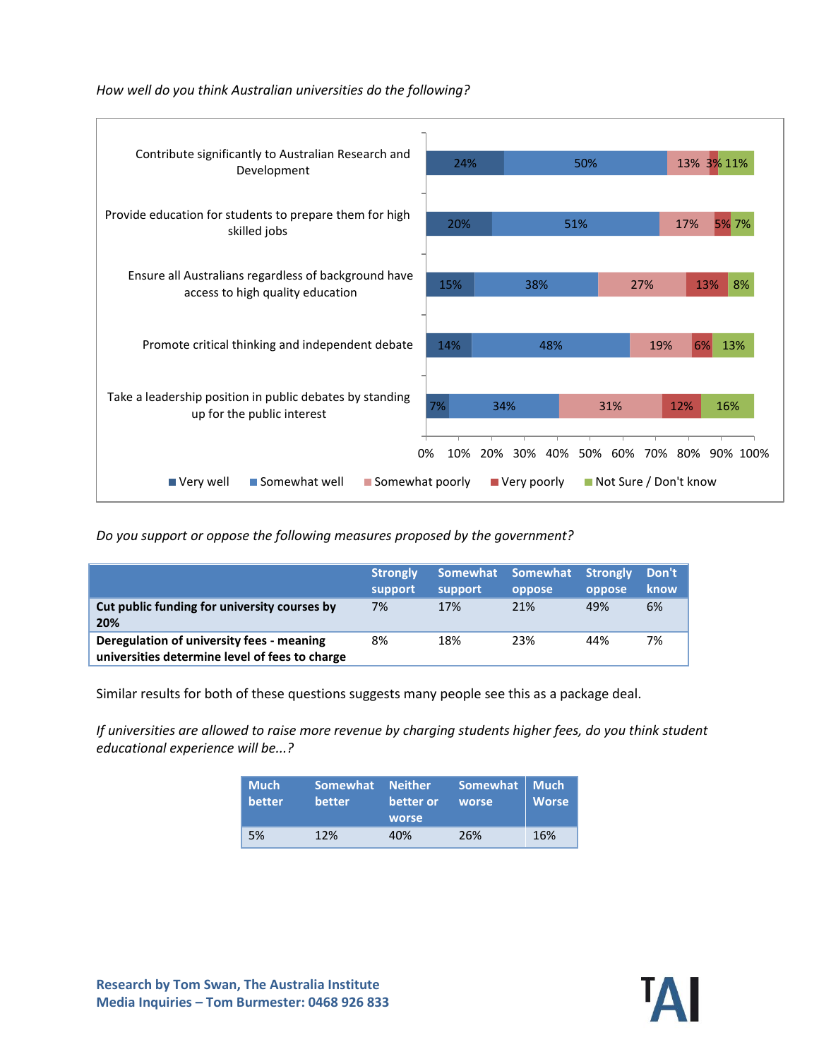*How well do you think Australian universities do the following?*

Contribute significantly to Australian Research and Development
24% 50% 13% 3% 11%

Provide education for students to prepare them for high skilled jobs
20% 51% 17% 5% 7%

Ensure all Australians regardless of background have access to high quality education
15% 38% 27% 13% 8%

Promote critical thinking and independent debate
14% 48% 19% 6% 13%

Take a leadership position in public debates by standing up for the public interest
7% 34% 31% 12% 16%

0% 10% 20% 30% 40% 50% 60% 70% 80% 90% 100%

Very well | Somewhat well | Somewhat poorly | Very poorly | Not Sure / Don't know

*Do you support or oppose the following measures proposed by the government?*

| | Strongly support | Somewhat support | Somewhat oppose | Strongly oppose | Don't know |
|---|---|---|---|---|---|
| **Cut public funding for university courses by 20%** | 7% | 17% | 21% | 49% | 6% |
| **Deregulation of university fees - meaning universities determine level of fees to charge** | 8% | 18% | 23% | 44% | 7% |

Similar results for both of these questions suggests many people see this as a package deal.

*If universities are allowed to raise more revenue by charging students higher fees, do you think student educational experience will be...?*

| Much better | Somewhat better | Neither better or worse | Somewhat worse | Much Worse |
|---|---|---|---|---|
| 5% | 12% | 40% | 26% | 16% |

**Research by Tom Swan, The Australia Institute**
**Media Inquiries – Tom Burmester: 0468 926 833**